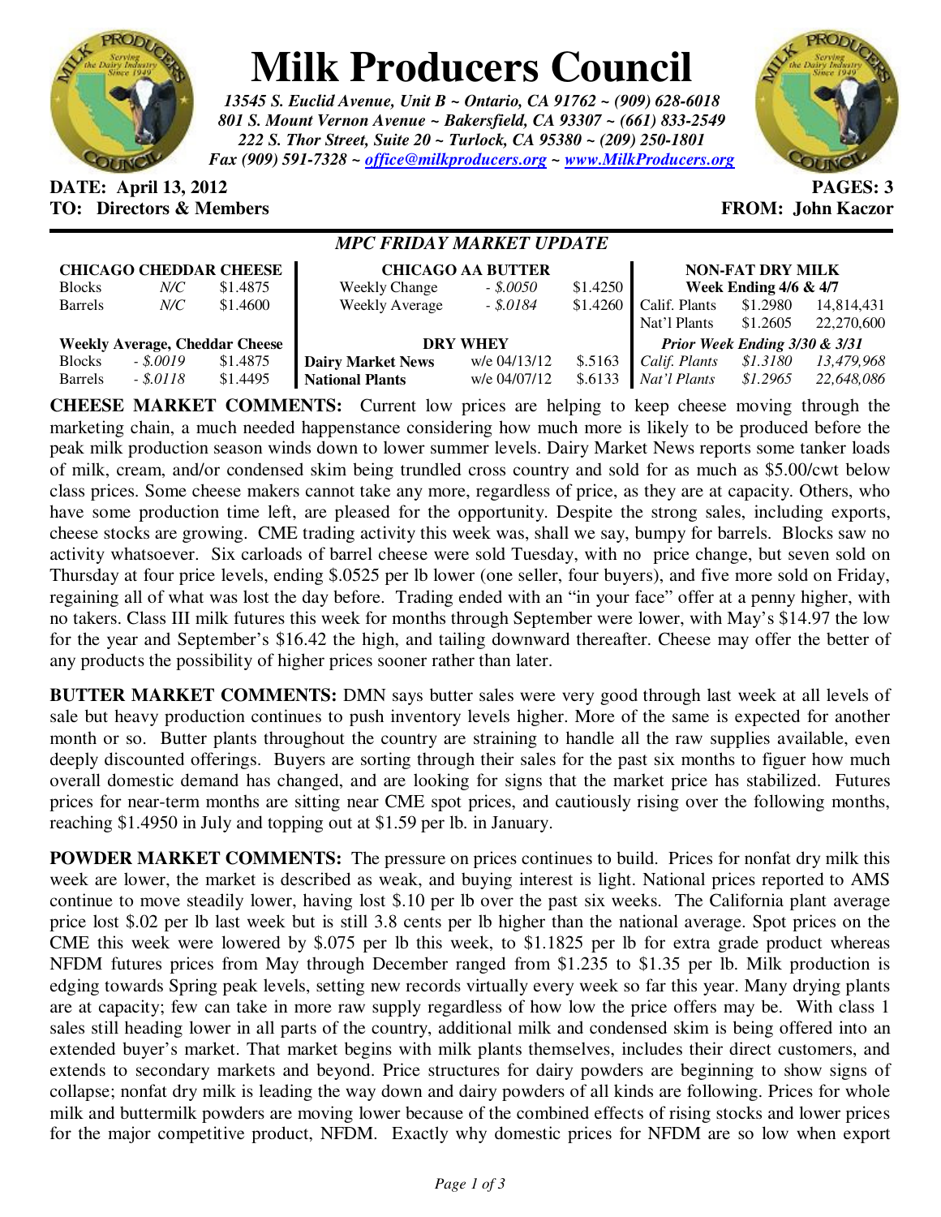# Milk Producers Council

*13545 S. Euclid Avenue, Unit B ~ Ontario, CA 91762 ~ (909) 628-6018*
*801 S. Mount Vernon Avenue ~ Bakersfield, CA 93307 ~ (661) 833-2549*
*222 S. Thor Street, Suite 20 ~ Turlock, CA 95380 ~ (209) 250-1801*
*Fax (909) 591-7328 ~ office@milkproducers.org ~ www.MilkProducers.org*

**DATE: April 13, 2012** **PAGES: 3**
**TO: Directors & Members** **FROM: John Kaczor**

## *MPC FRIDAY MARKET UPDATE*

| **CHICAGO CHEDDAR CHEESE** | | | **CHICAGO AA BUTTER** | | | **NON-FAT DRY MILK** | | |
|---|---|---|---|---|---|---|---|---|
| Blocks | *N/C* | $1.4875 | Weekly Change | *- $.0050* | $1.4250 | **Week Ending 4/6 & 4/7** | | |
| Barrels | *N/C* | $1.4600 | Weekly Average | *- $.0184* | $1.4260 | Calif. Plants | $1.2980 | 14,814,431 |
| | | | | | | Nat'l Plants | $1.2605 | 22,270,600 |
| **Weekly Average, Cheddar Cheese** | | | **DRY WHEY** | | | ***Prior Week Ending 3/30 & 3/31*** | | |
| Blocks | *- $.0019* | $1.4875 | **Dairy Market News** | w/e 04/13/12 | $.5163 | *Calif. Plants* | *$1.3180* | *13,479,968* |
| Barrels | *- $.0118* | $1.4495 | **National Plants** | w/e 04/07/12 | $.6133 | *Nat'l Plants* | *$1.2965* | *22,648,086* |

**CHEESE MARKET COMMENTS:** Current low prices are helping to keep cheese moving through the marketing chain, a much needed happenstance considering how much more is likely to be produced before the peak milk production season winds down to lower summer levels. Dairy Market News reports some tanker loads of milk, cream, and/or condensed skim being trundled cross country and sold for as much as $5.00/cwt below class prices. Some cheese makers cannot take any more, regardless of price, as they are at capacity. Others, who have some production time left, are pleased for the opportunity. Despite the strong sales, including exports, cheese stocks are growing. CME trading activity this week was, shall we say, bumpy for barrels. Blocks saw no activity whatsoever. Six carloads of barrel cheese were sold Tuesday, with no price change, but seven sold on Thursday at four price levels, ending $.0525 per lb lower (one seller, four buyers), and five more sold on Friday, regaining all of what was lost the day before. Trading ended with an "in your face" offer at a penny higher, with no takers. Class III milk futures this week for months through September were lower, with May's $14.97 the low for the year and September's $16.42 the high, and tailing downward thereafter. Cheese may offer the better of any products the possibility of higher prices sooner rather than later.

**BUTTER MARKET COMMENTS:** DMN says butter sales were very good through last week at all levels of sale but heavy production continues to push inventory levels higher. More of the same is expected for another month or so. Butter plants throughout the country are straining to handle all the raw supplies available, even deeply discounted offerings. Buyers are sorting through their sales for the past six months to figuer how much overall domestic demand has changed, and are looking for signs that the market price has stabilized. Futures prices for near-term months are sitting near CME spot prices, and cautiously rising over the following months, reaching $1.4950 in July and topping out at $1.59 per lb. in January.

**POWDER MARKET COMMENTS:** The pressure on prices continues to build. Prices for nonfat dry milk this week are lower, the market is described as weak, and buying interest is light. National prices reported to AMS continue to move steadily lower, having lost $.10 per lb over the past six weeks. The California plant average price lost $.02 per lb last week but is still 3.8 cents per lb higher than the national average. Spot prices on the CME this week were lowered by $.075 per lb this week, to $1.1825 per lb for extra grade product whereas NFDM futures prices from May through December ranged from $1.235 to $1.35 per lb. Milk production is edging towards Spring peak levels, setting new records virtually every week so far this year. Many drying plants are at capacity; few can take in more raw supply regardless of how low the price offers may be. With class 1 sales still heading lower in all parts of the country, additional milk and condensed skim is being offered into an extended buyer's market. That market begins with milk plants themselves, includes their direct customers, and extends to secondary markets and beyond. Price structures for dairy powders are beginning to show signs of collapse; nonfat dry milk is leading the way down and dairy powders of all kinds are following. Prices for whole milk and buttermilk powders are moving lower because of the combined effects of rising stocks and lower prices for the major competitive product, NFDM. Exactly why domestic prices for NFDM are so low when export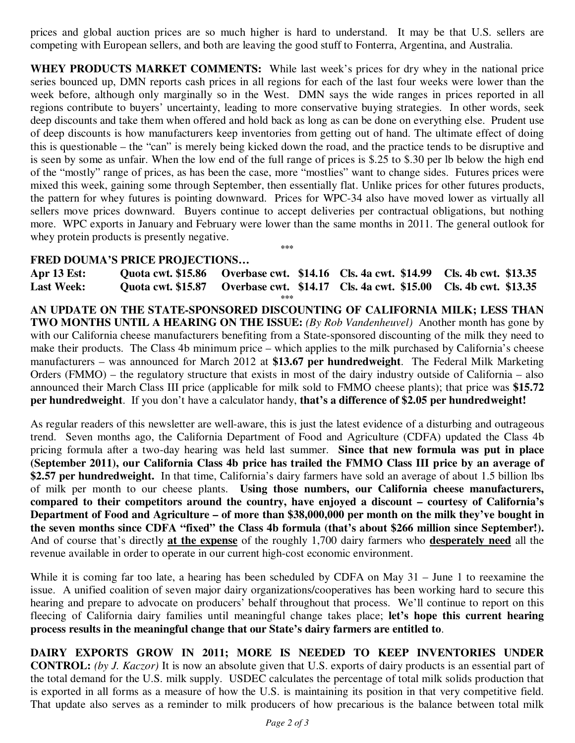prices and global auction prices are so much higher is hard to understand. It may be that U.S. sellers are competing with European sellers, and both are leaving the good stuff to Fonterra, Argentina, and Australia.

**WHEY PRODUCTS MARKET COMMENTS:** While last week's prices for dry whey in the national price series bounced up, DMN reports cash prices in all regions for each of the last four weeks were lower than the week before, although only marginally so in the West. DMN says the wide ranges in prices reported in all regions contribute to buyers' uncertainty, leading to more conservative buying strategies. In other words, seek deep discounts and take them when offered and hold back as long as can be done on everything else. Prudent use of deep discounts is how manufacturers keep inventories from getting out of hand. The ultimate effect of doing this is questionable – the "can" is merely being kicked down the road, and the practice tends to be disruptive and is seen by some as unfair. When the low end of the full range of prices is $.25 to $.30 per lb below the high end of the "mostly" range of prices, as has been the case, more "mostlies" want to change sides. Futures prices were mixed this week, gaining some through September, then essentially flat. Unlike prices for other futures products, the pattern for whey futures is pointing downward. Prices for WPC-34 also have moved lower as virtually all sellers move prices downward. Buyers continue to accept deliveries per contractual obligations, but nothing more. WPC exports in January and February were lower than the same months in 2011. The general outlook for whey protein products is presently negative.

***

**FRED DOUMA'S PRICE PROJECTIONS…**

| | | | | |
|---|---|---|---|---|
| **Apr 13 Est:** | **Quota cwt. $15.86** | **Overbase cwt. $14.16** | **Cls. 4a cwt. $14.99** | **Cls. 4b cwt. $13.35** |
| **Last Week:** | **Quota cwt. $15.87** | **Overbase cwt. $14.17** | **Cls. 4a cwt. $15.00** | **Cls. 4b cwt. $13.35** |

***

**AN UPDATE ON THE STATE-SPONSORED DISCOUNTING OF CALIFORNIA MILK; LESS THAN TWO MONTHS UNTIL A HEARING ON THE ISSUE:** *(By Rob Vandenheuvel)* Another month has gone by with our California cheese manufacturers benefiting from a State-sponsored discounting of the milk they need to make their products. The Class 4b minimum price – which applies to the milk purchased by California's cheese manufacturers – was announced for March 2012 at **$13.67 per hundredweight**. The Federal Milk Marketing Orders (FMMO) – the regulatory structure that exists in most of the dairy industry outside of California – also announced their March Class III price (applicable for milk sold to FMMO cheese plants); that price was **$15.72 per hundredweight**. If you don't have a calculator handy, **that's a difference of $2.05 per hundredweight!**

As regular readers of this newsletter are well-aware, this is just the latest evidence of a disturbing and outrageous trend. Seven months ago, the California Department of Food and Agriculture (CDFA) updated the Class 4b pricing formula after a two-day hearing was held last summer. **Since that new formula was put in place (September 2011), our California Class 4b price has trailed the FMMO Class III price by an average of $2.57 per hundredweight.** In that time, California's dairy farmers have sold an average of about 1.5 billion lbs of milk per month to our cheese plants. **Using those numbers, our California cheese manufacturers, compared to their competitors around the country, have enjoyed a discount – courtesy of California's Department of Food and Agriculture – of more than $38,000,000 per month on the milk they've bought in the seven months since CDFA "fixed" the Class 4b formula (that's about $266 million since September!).** And of course that's directly **at the expense** of the roughly 1,700 dairy farmers who **desperately need** all the revenue available in order to operate in our current high-cost economic environment.

While it is coming far too late, a hearing has been scheduled by CDFA on May 31 – June 1 to reexamine the issue. A unified coalition of seven major dairy organizations/cooperatives has been working hard to secure this hearing and prepare to advocate on producers' behalf throughout that process. We'll continue to report on this fleecing of California dairy families until meaningful change takes place; **let's hope this current hearing process results in the meaningful change that our State's dairy farmers are entitled to**.

**DAIRY EXPORTS GROW IN 2011; MORE IS NEEDED TO KEEP INVENTORIES UNDER CONTROL:** *(by J. Kaczor)* It is now an absolute given that U.S. exports of dairy products is an essential part of the total demand for the U.S. milk supply. USDEC calculates the percentage of total milk solids production that is exported in all forms as a measure of how the U.S. is maintaining its position in that very competitive field. That update also serves as a reminder to milk producers of how precarious is the balance between total milk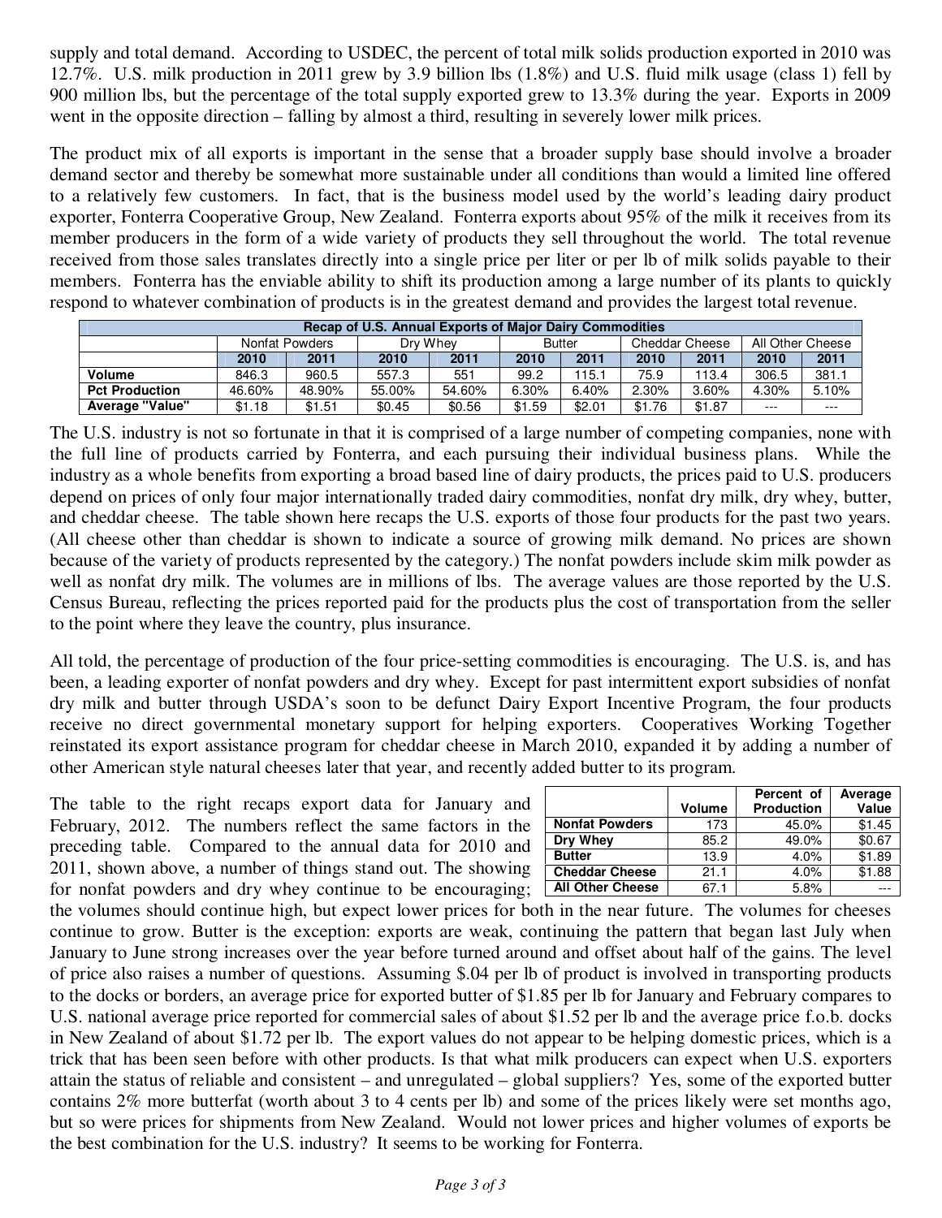supply and total demand. According to USDEC, the percent of total milk solids production exported in 2010 was 12.7%. U.S. milk production in 2011 grew by 3.9 billion lbs (1.8%) and U.S. fluid milk usage (class 1) fell by 900 million lbs, but the percentage of the total supply exported grew to 13.3% during the year. Exports in 2009 went in the opposite direction – falling by almost a third, resulting in severely lower milk prices.

The product mix of all exports is important in the sense that a broader supply base should involve a broader demand sector and thereby be somewhat more sustainable under all conditions than would a limited line offered to a relatively few customers. In fact, that is the business model used by the world's leading dairy product exporter, Fonterra Cooperative Group, New Zealand. Fonterra exports about 95% of the milk it receives from its member producers in the form of a wide variety of products they sell throughout the world. The total revenue received from those sales translates directly into a single price per liter or per lb of milk solids payable to their members. Fonterra has the enviable ability to shift its production among a large number of its plants to quickly respond to whatever combination of products is in the greatest demand and provides the largest total revenue.

| Recap of U.S. Annual Exports of Major Dairy Commodities | | | | | | | | | | |
|---|---|---|---|---|---|---|---|---|---|---|
| | Nonfat Powders | | Dry Whey | | Butter | | Cheddar Cheese | | All Other Cheese | |
| | 2010 | 2011 | 2010 | 2011 | 2010 | 2011 | 2010 | 2011 | 2010 | 2011 |
| **Volume** | 846.3 | 960.5 | 557.3 | 551 | 99.2 | 115.1 | 75.9 | 113.4 | 306.5 | 381.1 |
| **Pct Production** | 46.60% | 48.90% | 55.00% | 54.60% | 6.30% | 6.40% | 2.30% | 3.60% | 4.30% | 5.10% |
| **Average "Value"** | $1.18 | $1.51 | $0.45 | $0.56 | $1.59 | $2.01 | $1.76 | $1.87 | --- | --- |

The U.S. industry is not so fortunate in that it is comprised of a large number of competing companies, none with the full line of products carried by Fonterra, and each pursuing their individual business plans. While the industry as a whole benefits from exporting a broad based line of dairy products, the prices paid to U.S. producers depend on prices of only four major internationally traded dairy commodities, nonfat dry milk, dry whey, butter, and cheddar cheese. The table shown here recaps the U.S. exports of those four products for the past two years. (All cheese other than cheddar is shown to indicate a source of growing milk demand. No prices are shown because of the variety of products represented by the category.) The nonfat powders include skim milk powder as well as nonfat dry milk. The volumes are in millions of lbs. The average values are those reported by the U.S. Census Bureau, reflecting the prices reported paid for the products plus the cost of transportation from the seller to the point where they leave the country, plus insurance.

All told, the percentage of production of the four price-setting commodities is encouraging. The U.S. is, and has been, a leading exporter of nonfat powders and dry whey. Except for past intermittent export subsidies of nonfat dry milk and butter through USDA's soon to be defunct Dairy Export Incentive Program, the four products receive no direct governmental monetary support for helping exporters. Cooperatives Working Together reinstated its export assistance program for cheddar cheese in March 2010, expanded it by adding a number of other American style natural cheeses later that year, and recently added butter to its program.

| | Volume | Percent of Production | Average Value |
|---|---|---|---|
| **Nonfat Powders** | 173 | 45.0% | $1.45 |
| **Dry Whey** | 85.2 | 49.0% | $0.67 |
| **Butter** | 13.9 | 4.0% | $1.89 |
| **Cheddar Cheese** | 21.1 | 4.0% | $1.88 |
| **All Other Cheese** | 67.1 | 5.8% | --- |

The table to the right recaps export data for January and February, 2012. The numbers reflect the same factors in the preceding table. Compared to the annual data for 2010 and 2011, shown above, a number of things stand out. The showing for nonfat powders and dry whey continue to be encouraging; the volumes should continue high, but expect lower prices for both in the near future. The volumes for cheeses continue to grow. Butter is the exception: exports are weak, continuing the pattern that began last July when January to June strong increases over the year before turned around and offset about half of the gains. The level of price also raises a number of questions. Assuming $.04 per lb of product is involved in transporting products to the docks or borders, an average price for exported butter of $1.85 per lb for January and February compares to U.S. national average price reported for commercial sales of about $1.52 per lb and the average price f.o.b. docks in New Zealand of about $1.72 per lb. The export values do not appear to be helping domestic prices, which is a trick that has been seen before with other products. Is that what milk producers can expect when U.S. exporters attain the status of reliable and consistent – and unregulated – global suppliers? Yes, some of the exported butter contains 2% more butterfat (worth about 3 to 4 cents per lb) and some of the prices likely were set months ago, but so were prices for shipments from New Zealand. Would not lower prices and higher volumes of exports be the best combination for the U.S. industry? It seems to be working for Fonterra.